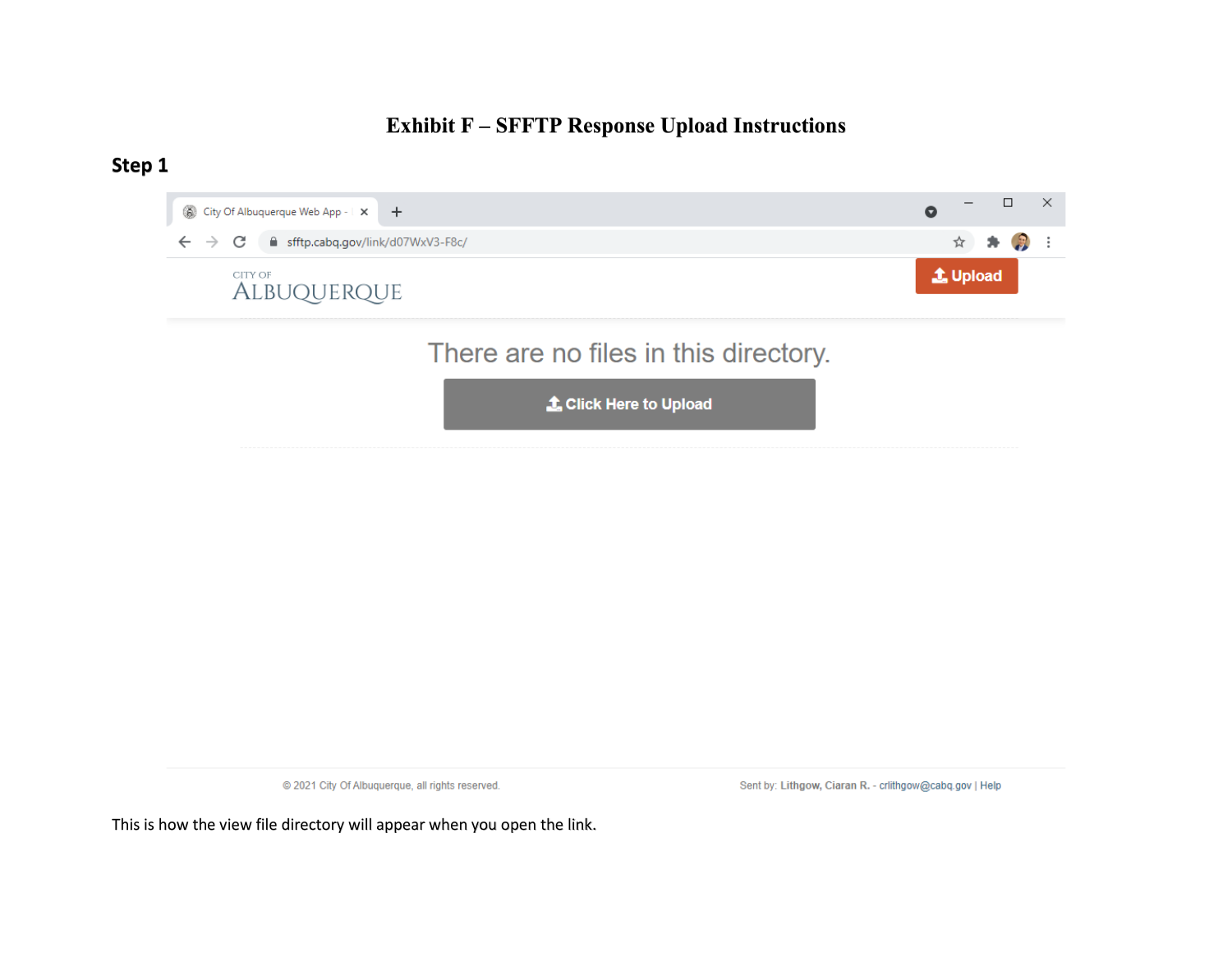# Exhibit F – SFFTP Response Upload Instructions

## Step 1

This is how the view file directory will appear when you open the link.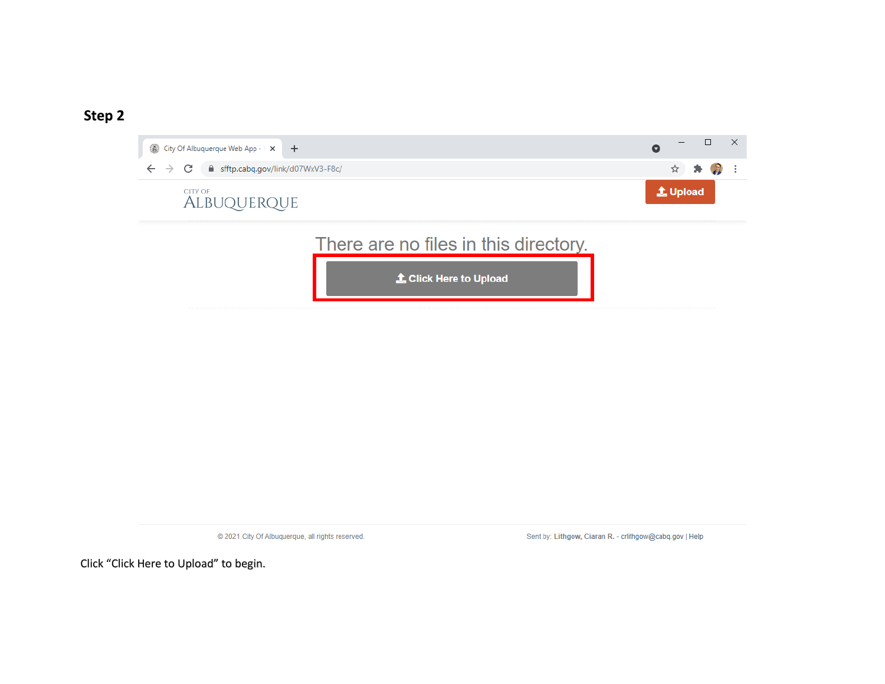## Step 2

Click "Click Here to Upload" to begin.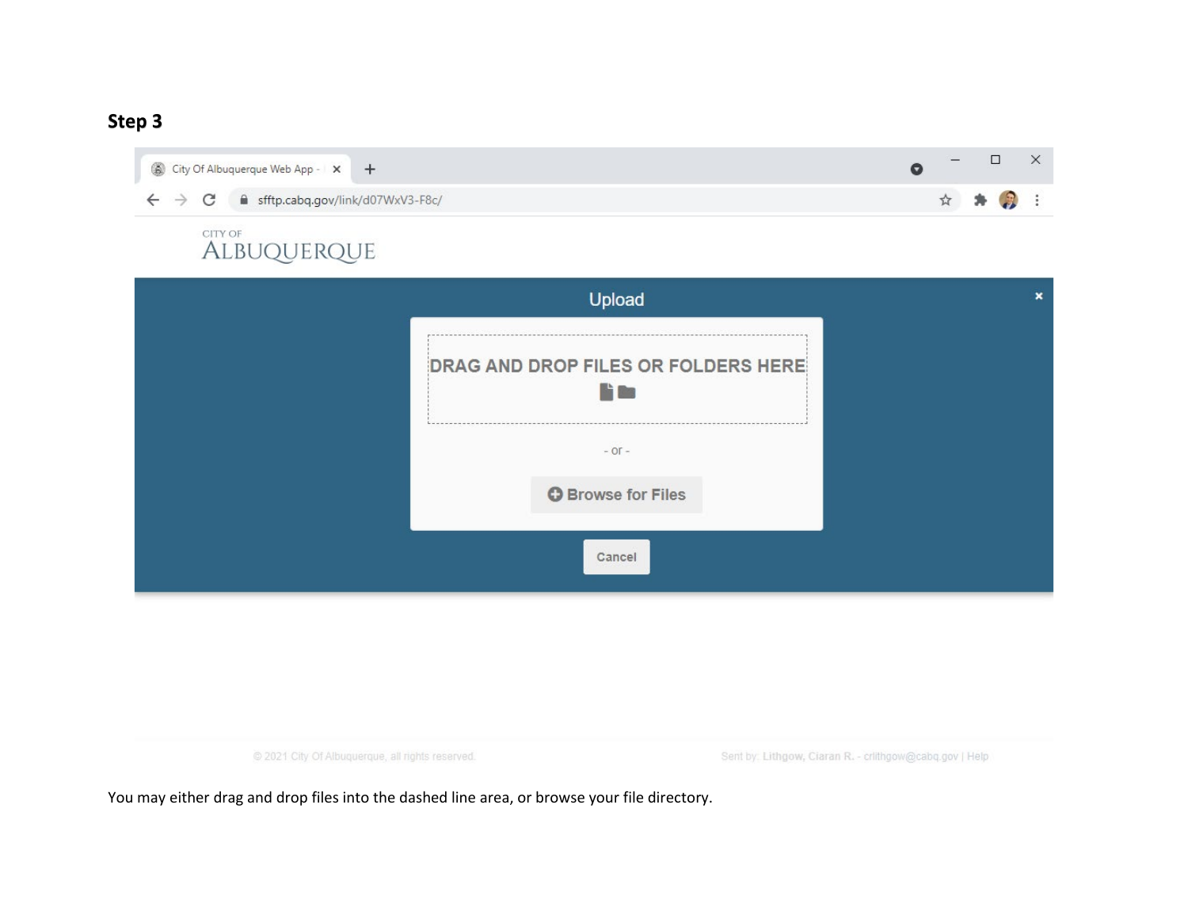**Step 3**

You may either drag and drop files into the dashed line area, or browse your file directory.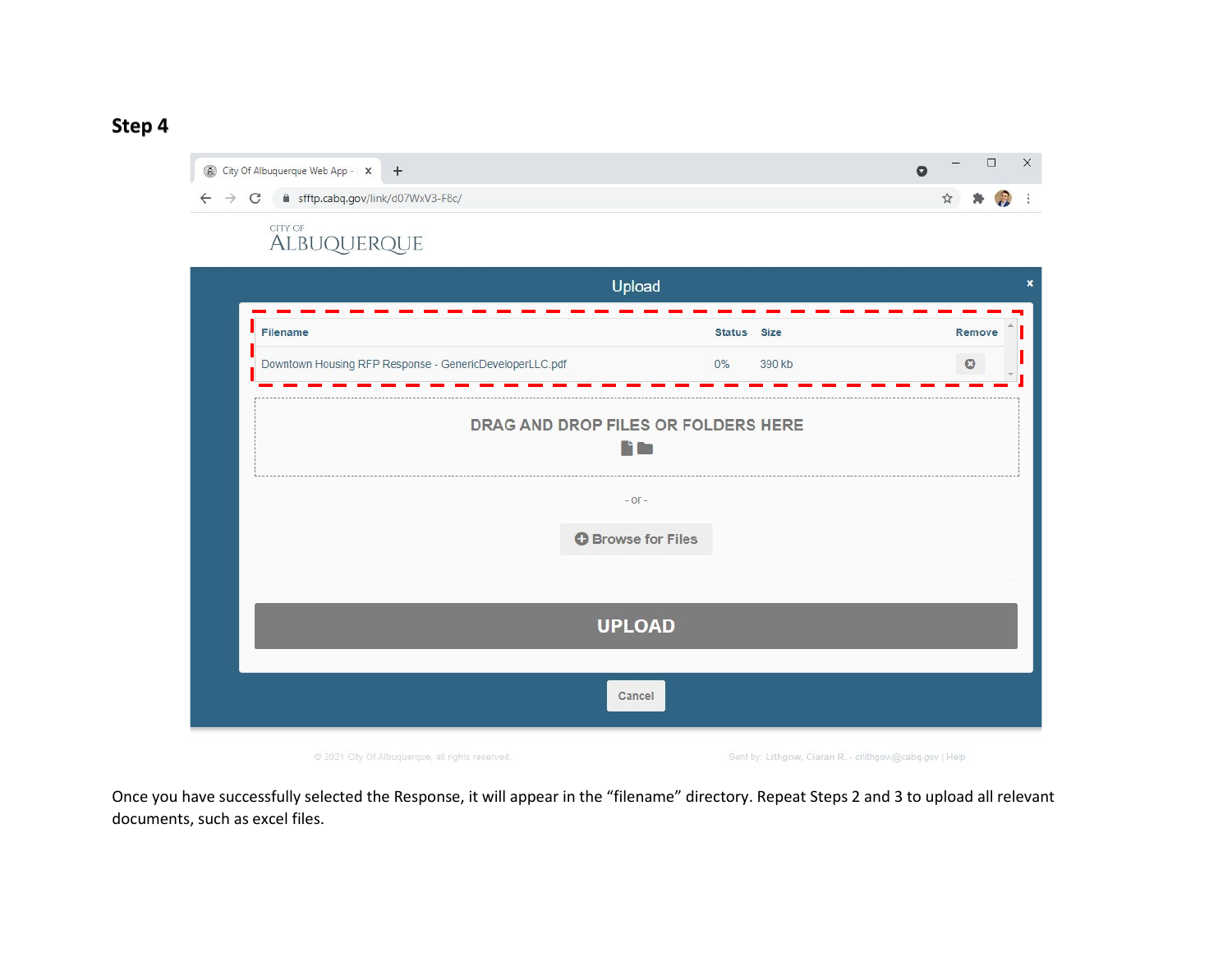## Step 4

Once you have successfully selected the Response, it will appear in the "filename" directory. Repeat Steps 2 and 3 to upload all relevant documents, such as excel files.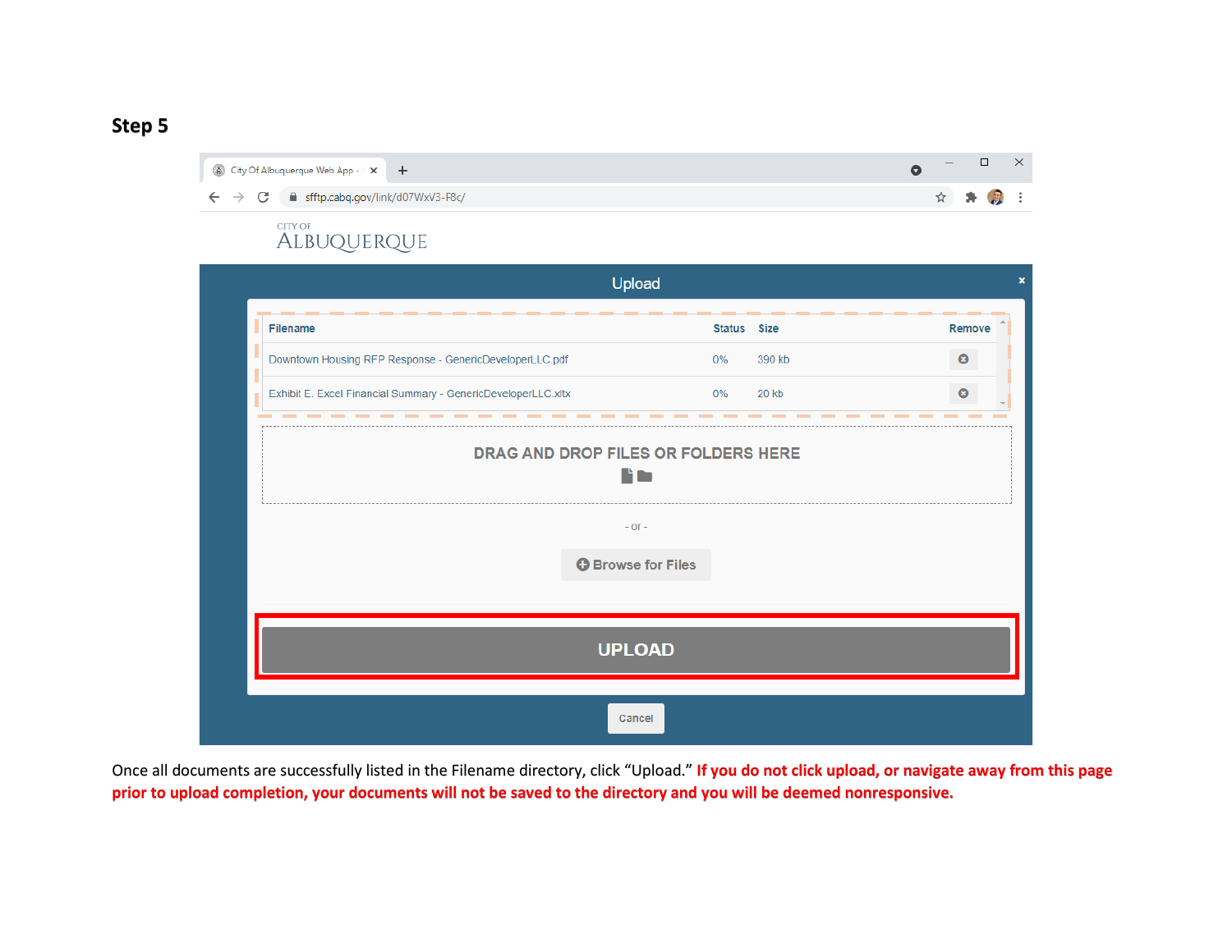## Step 5

Upload

| Filename | Status | Size | Remove |
| --- | --- | --- | --- |
| Downtown Housing RFP Response - GenericDeveloperLLC.pdf | 0% | 390 kb | |
| Exhibit E. Excel Financial Summary - GenericDeveloperLLC.xltx | 0% | 20 kb | |

DRAG AND DROP FILES OR FOLDERS HERE

- or -

Browse for Files

UPLOAD

Cancel

Once all documents are successfully listed in the Filename directory, click "Upload." **If you do not click upload, or navigate away from this page prior to upload completion, your documents will not be saved to the directory and you will be deemed nonresponsive.**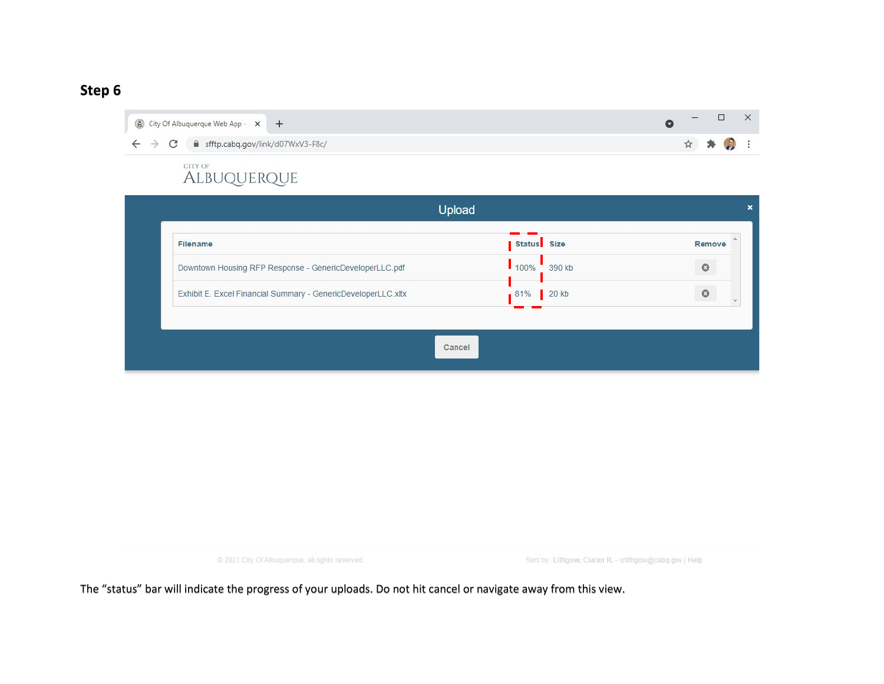## Step 6

City Of Albuquerque Web App

sfftp.cabq.gov/link/d07WxV3-F8c/

CITY OF ALBUQUERQUE

Upload

| Filename | Status | Size | Remove |
|---|---|---|---|
| Downtown Housing RFP Response - GenericDeveloperLLC.pdf | 100% | 390 kb | |
| Exhibit E. Excel Financial Summary - GenericDeveloperLLC.xltx | 81% | 20 kb | |

Cancel

© 2021 City Of Albuquerque, all rights reserved.

Sent by: Lithgow, Ciaran R. - crlithgow@cabq.gov | Help

The "status" bar will indicate the progress of your uploads. Do not hit cancel or navigate away from this view.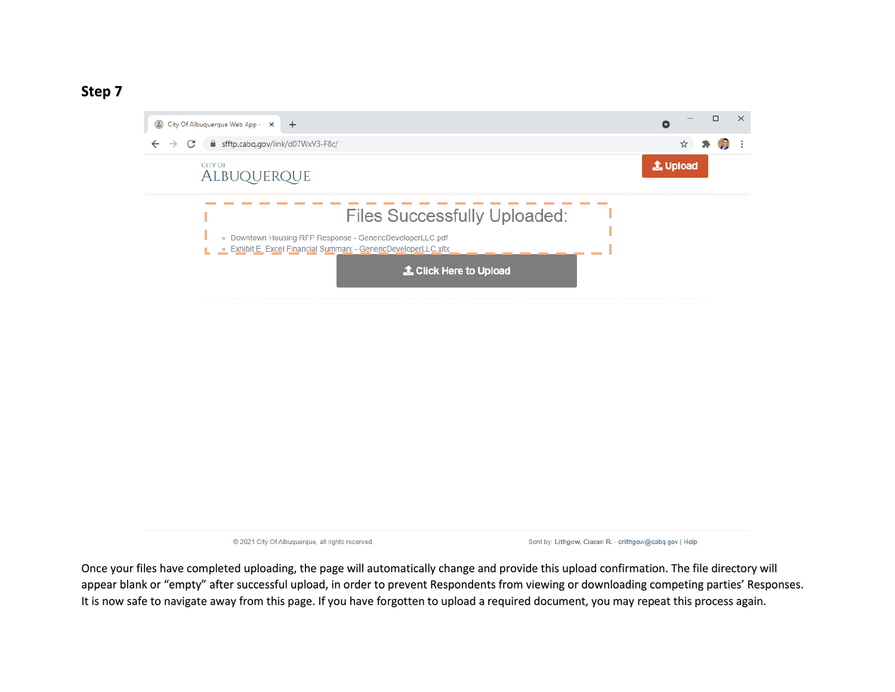## Step 7

City Of Albuquerque Web App

sfftp.cabq.gov/link/d07WxV3-F8c/

CITY OF ALBUQUERQUE

Upload

Files Successfully Uploaded:

- Downtown Housing RFP Response - GenericDeveloperLLC.pdf
- Exhibit E. Excel Financial Summary - GenericDeveloperLLC.xltx

Click Here to Upload

© 2021 City Of Albuquerque, all rights reserved.

Sent by: Lithgow, Ciaran R. - crlithgow@cabq.gov | Help

Once your files have completed uploading, the page will automatically change and provide this upload confirmation. The file directory will appear blank or "empty" after successful upload, in order to prevent Respondents from viewing or downloading competing parties' Responses. It is now safe to navigate away from this page. If you have forgotten to upload a required document, you may repeat this process again.